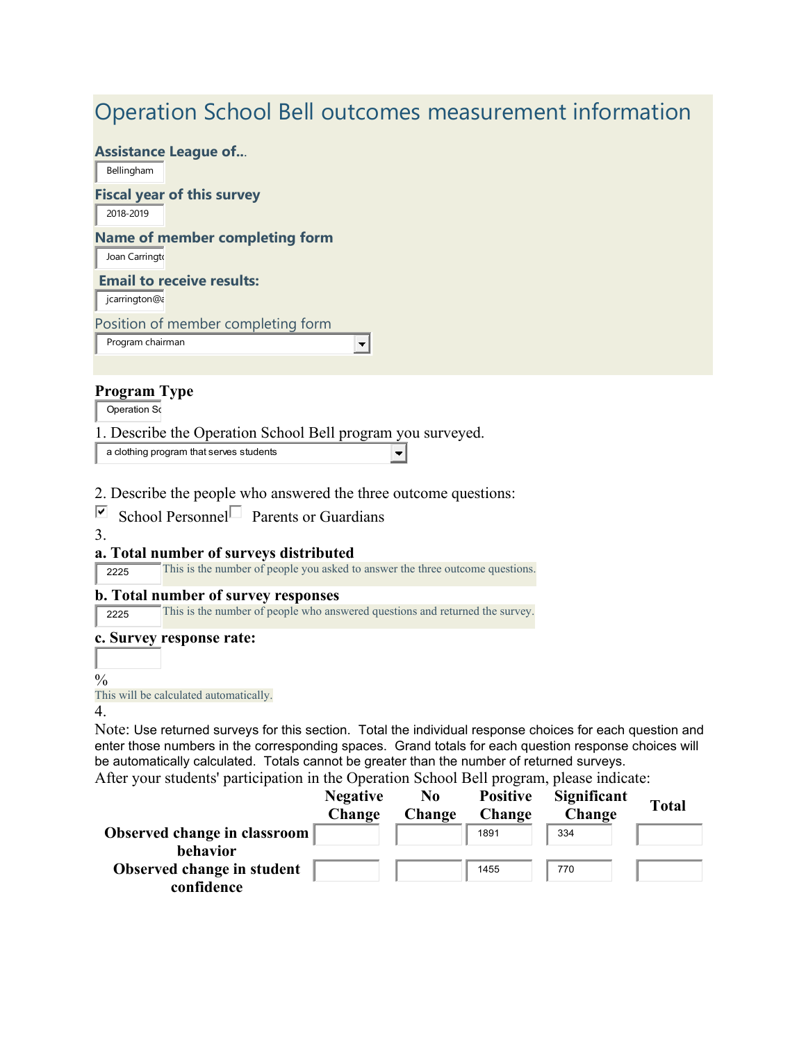# Operation School Bell outcomes measurement information

**Assistance League of...**

Bellingham

**Fiscal year of this survey**

2018-2019

**Name of member completing form**

Joan Carringto

**Email to receive results:**

jcarrington@a

Position of member completing form

Program chairman

**Program Type**

Operation Sc

1. Describe the Operation School Bell program you surveyed.

a clothing program that serves students

2. Describe the people who answered the three outcome questions:

☑ School Personnel ☐ Parents or Guardians

3.

**a. Total number of surveys distributed**

2225 — This is the number of people you asked to answer the three outcome questions.

**b. Total number of survey responses**

2225 — This is the number of people who answered questions and returned the survey.

**c. Survey response rate:**

%

This will be calculated automatically.

4.

Note: Use returned surveys for this section. Total the individual response choices for each question and enter those numbers in the corresponding spaces. Grand totals for each question response choices will be automatically calculated. Totals cannot be greater than the number of returned surveys.

After your students' participation in the Operation School Bell program, please indicate:

| | Negative Change | No Change | Positive Change | Significant Change | Total |
|---|---|---|---|---|---|
| **Observed change in classroom behavior** | | | 1891 | 334 | |
| **Observed change in student confidence** | | | 1455 | 770 | |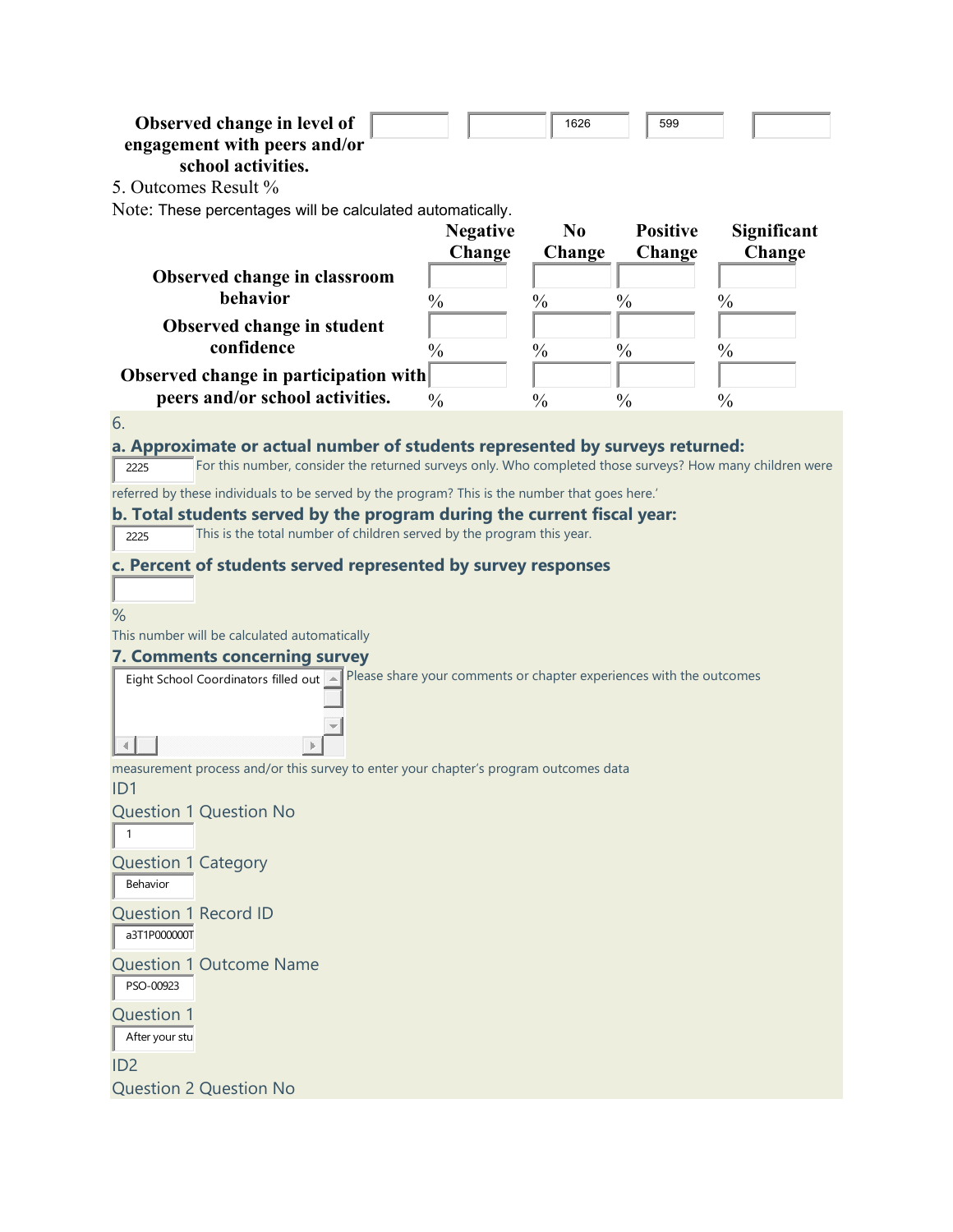| Observed change in level of engagement with peers and/or school activities. | | | 1626 | 599 | |
|---|---|---|---|---|---|

5. Outcomes Result %

Note: These percentages will be calculated automatically.

| | Negative Change | No Change | Positive Change | Significant Change |
|---|---|---|---|---|
| Observed change in classroom behavior | % | % | % | % |
| Observed change in student confidence | % | % | % | % |
| Observed change in participation with peers and/or school activities. | % | % | % | % |

6.

**a. Approximate or actual number of students represented by surveys returned:**

2225

For this number, consider the returned surveys only. Who completed those surveys? How many children were referred by these individuals to be served by the program? This is the number that goes here.'

**b. Total students served by the program during the current fiscal year:**

2225

This is the total number of children served by the program this year.

**c. Percent of students served represented by survey responses**

%

This number will be calculated automatically

**7. Comments concerning survey**

Eight School Coordinators filled out

Please share your comments or chapter experiences with the outcomes measurement process and/or this survey to enter your chapter's program outcomes data

ID1

Question 1 Question No

1

Question 1 Category

Behavior

Question 1 Record ID

a3T1P000000T

Question 1 Outcome Name

PSO-00923

Question 1

After your stu

ID2

Question 2 Question No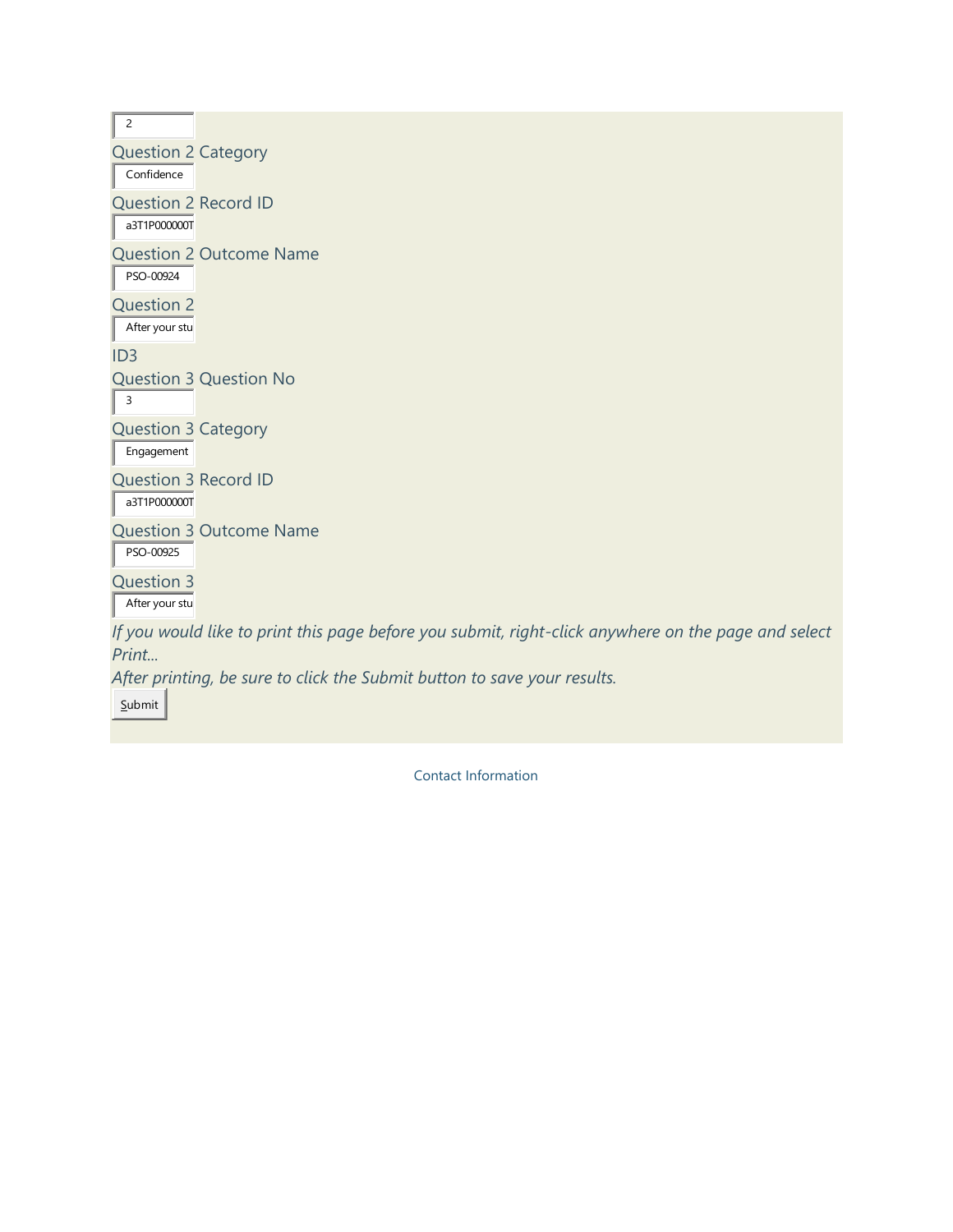2

Question 2 Category

Confidence

Question 2 Record ID

a3T1P000000T

Question 2 Outcome Name

PSO-00924

Question 2

After your stu

ID3

Question 3 Question No

3

Question 3 Category

Engagement

Question 3 Record ID

a3T1P000000T

Question 3 Outcome Name

PSO-00925

Question 3

After your stu

*If you would like to print this page before you submit, right-click anywhere on the page and select Print...*

*After printing, be sure to click the Submit button to save your results.*

Submit

Contact Information